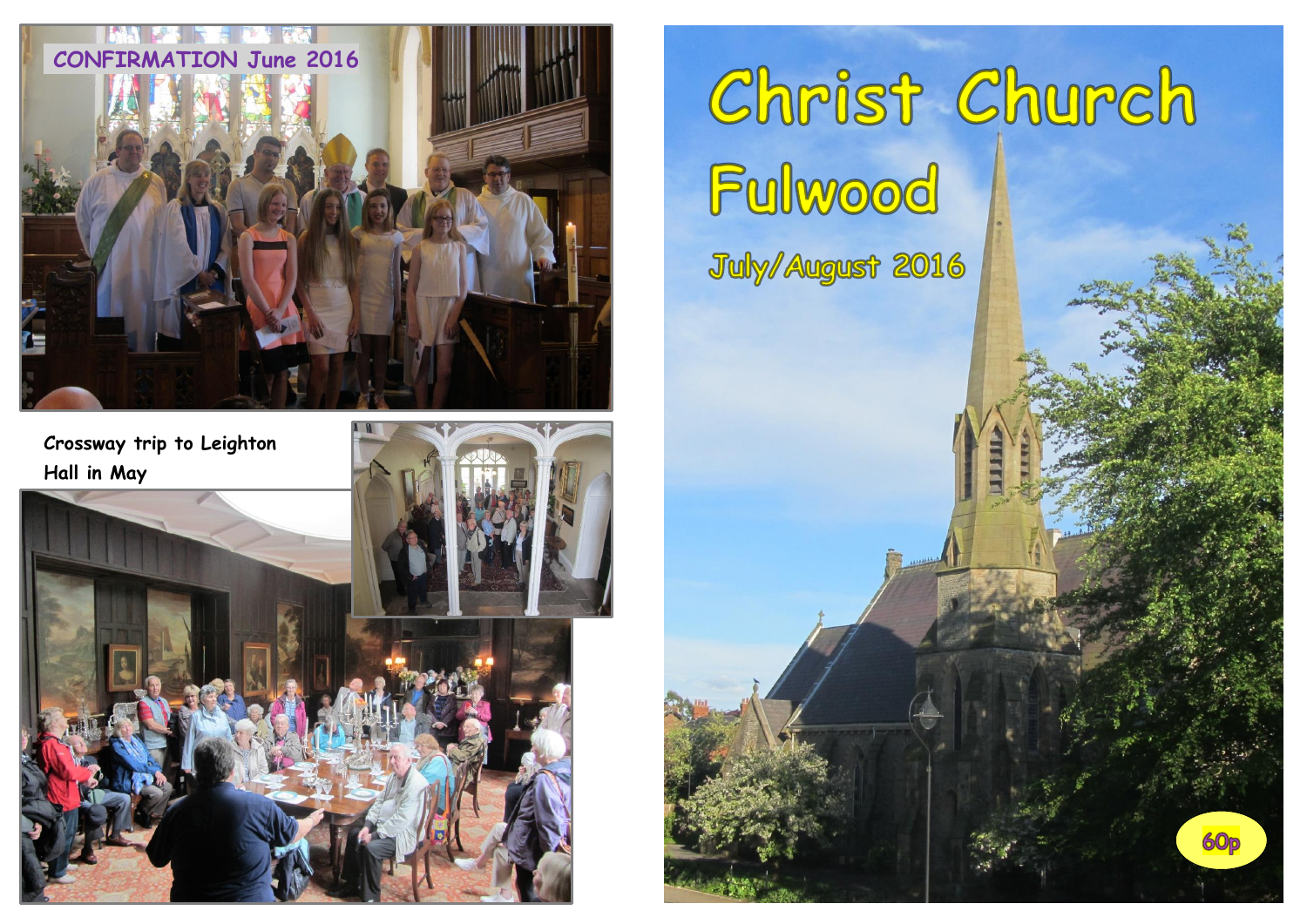CONFIRMATION June 2016

Crossway trip to Leighton Hall in May

# Christ Church Fulwood

## July/August 2016

60p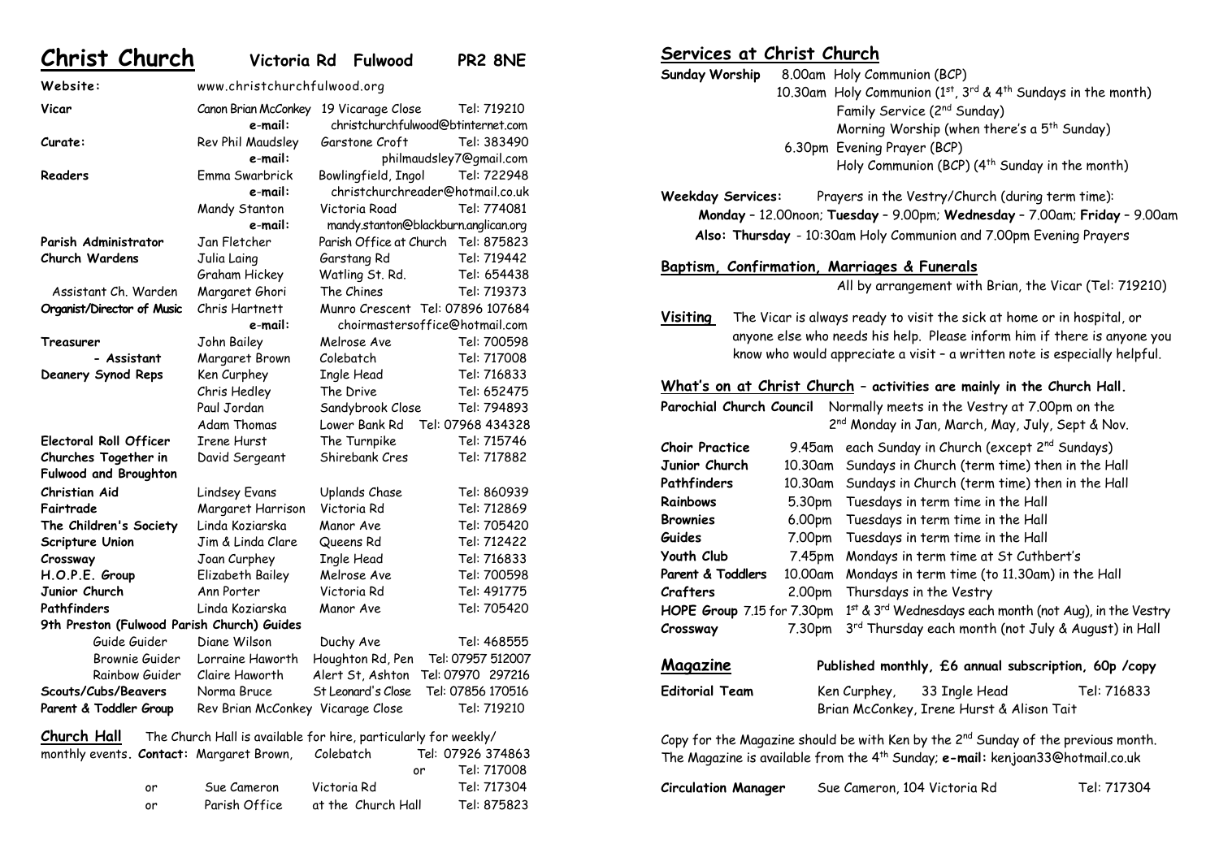# Christ Church   Victoria Rd   Fulwood   PR2 8NE

| | | | |
|---|---|---|---|
| **Website:** | www.christchurchfulwood.org | | |
| **Vicar** | Canon Brian McConkey | 19 Vicarage Close | Tel: 719210 |
| | e-mail: | christchurchfulwood@btinternet.com | |
| **Curate:** | Rev Phil Maudsley | Garstone Croft | Tel: 383490 |
| | e-mail: | philmaudsley7@gmail.com | |
| **Readers** | Emma Swarbrick | Bowlingfield, Ingol | Tel: 722948 |
| | e-mail: | christchurchreader@hotmail.co.uk | |
| | Mandy Stanton | Victoria Road | Tel: 774081 |
| | e-mail: | mandy.stanton@blackburn.anglican.org | |
| **Parish Administrator** | Jan Fletcher | Parish Office at Church | Tel: 875823 |
| **Church Wardens** | Julia Laing | Garstang Rd | Tel: 719442 |
| | Graham Hickey | Watling St. Rd. | Tel: 654438 |
| Assistant Ch. Warden | Margaret Ghori | The Chines | Tel: 719373 |
| **Organist/Director of Music** | Chris Hartnett | Munro Crescent | Tel: 07896 107684 |
| | e-mail: | choirmastersoffice@hotmail.com | |
| **Treasurer** | John Bailey | Melrose Ave | Tel: 700598 |
| **- Assistant** | Margaret Brown | Colebatch | Tel: 717008 |
| **Deanery Synod Reps** | Ken Curphey | Ingle Head | Tel: 716833 |
| | Chris Hedley | The Drive | Tel: 652475 |
| | Paul Jordan | Sandybrook Close | Tel: 794893 |
| | Adam Thomas | Lower Bank Rd | Tel: 07968 434328 |
| **Electoral Roll Officer** | Irene Hurst | The Turnpike | Tel: 715746 |
| **Churches Together in Fulwood and Broughton** | David Sergeant | Shirebank Cres | Tel: 717882 |
| **Christian Aid** | Lindsey Evans | Uplands Chase | Tel: 860939 |
| **Fairtrade** | Margaret Harrison | Victoria Rd | Tel: 712869 |
| **The Children's Society** | Linda Koziarska | Manor Ave | Tel: 705420 |
| **Scripture Union** | Jim & Linda Clare | Queens Rd | Tel: 712422 |
| **Crossway** | Joan Curphey | Ingle Head | Tel: 716833 |
| **H.O.P.E. Group** | Elizabeth Bailey | Melrose Ave | Tel: 700598 |
| **Junior Church** | Ann Porter | Victoria Rd | Tel: 491775 |
| **Pathfinders** | Linda Koziarska | Manor Ave | Tel: 705420 |
| **9th Preston (Fulwood Parish Church) Guides** | | | |
| Guide Guider | Diane Wilson | Duchy Ave | Tel: 468555 |
| Brownie Guider | Lorraine Haworth | Houghton Rd, Pen | Tel: 07957 512007 |
| Rainbow Guider | Claire Haworth | Alert St, Ashton | Tel: 07970 297216 |
| **Scouts/Cubs/Beavers** | Norma Bruce | St Leonard's Close | Tel: 07856 170516 |
| **Parent & Toddler Group** | Rev Brian McConkey | Vicarage Close | Tel: 719210 |

**Church Hall** The Church Hall is available for hire, particularly for weekly/monthly events. **Contact:** Margaret Brown, Colebatch Tel: 07926 374863 or Tel: 717008

or Sue Cameron, Victoria Rd, Tel: 717304

or Parish Office at the Church Hall, Tel: 875823

## Services at Christ Church

**Sunday Worship**
- 8.00am Holy Communion (BCP)
- 10.30am Holy Communion (1st, 3rd & 4th Sundays in the month)
  - Family Service (2nd Sunday)
  - Morning Worship (when there's a 5th Sunday)
- 6.30pm Evening Prayer (BCP)
  - Holy Communion (BCP) (4th Sunday in the month)

**Weekday Services:** Prayers in the Vestry/Church (during term time):
**Monday** – 12.00noon; **Tuesday** – 9.00pm; **Wednesday** – 7.00am; **Friday** – 9.00am
**Also: Thursday** - 10:30am Holy Communion and 7.00pm Evening Prayers

## Baptism, Confirmation, Marriages & Funerals

All by arrangement with Brian, the Vicar (Tel: 719210)

**Visiting** The Vicar is always ready to visit the sick at home or in hospital, or anyone else who needs his help. Please inform him if there is anyone you know who would appreciate a visit – a written note is especially helpful.

## What's on at Christ Church – activities are mainly in the Church Hall.

**Parochial Church Council** Normally meets in the Vestry at 7.00pm on the 2nd Monday in Jan, March, May, July, Sept & Nov.

| | | |
|---|---|---|
| **Choir Practice** | 9.45am | each Sunday in Church (except 2nd Sundays) |
| **Junior Church** | 10.30am | Sundays in Church (term time) then in the Hall |
| **Pathfinders** | 10.30am | Sundays in Church (term time) then in the Hall |
| **Rainbows** | 5.30pm | Tuesdays in term time in the Hall |
| **Brownies** | 6.00pm | Tuesdays in term time in the Hall |
| **Guides** | 7.00pm | Tuesdays in term time in the Hall |
| **Youth Club** | 7.45pm | Mondays in term time at St Cuthbert's |
| **Parent & Toddlers** | 10.00am | Mondays in term time (to 11.30am) in the Hall |
| **Crafters** | 2.00pm | Thursdays in the Vestry |
| **HOPE Group** | 7.15 for 7.30pm | 1st & 3rd Wednesdays each month (not Aug), in the Vestry |
| **Crossway** | 7.30pm | 3rd Thursday each month (not July & August) in Hall |

**Magazine** **Published monthly, £6 annual subscription, 60p /copy**

**Editorial Team** Ken Curphey, 33 Ingle Head, Tel: 716833
Brian McConkey, Irene Hurst & Alison Tait

Copy for the Magazine should be with Ken by the 2nd Sunday of the previous month. The Magazine is available from the 4th Sunday; **e-mail:** kenjoan33@hotmail.co.uk

**Circulation Manager** Sue Cameron, 104 Victoria Rd Tel: 717304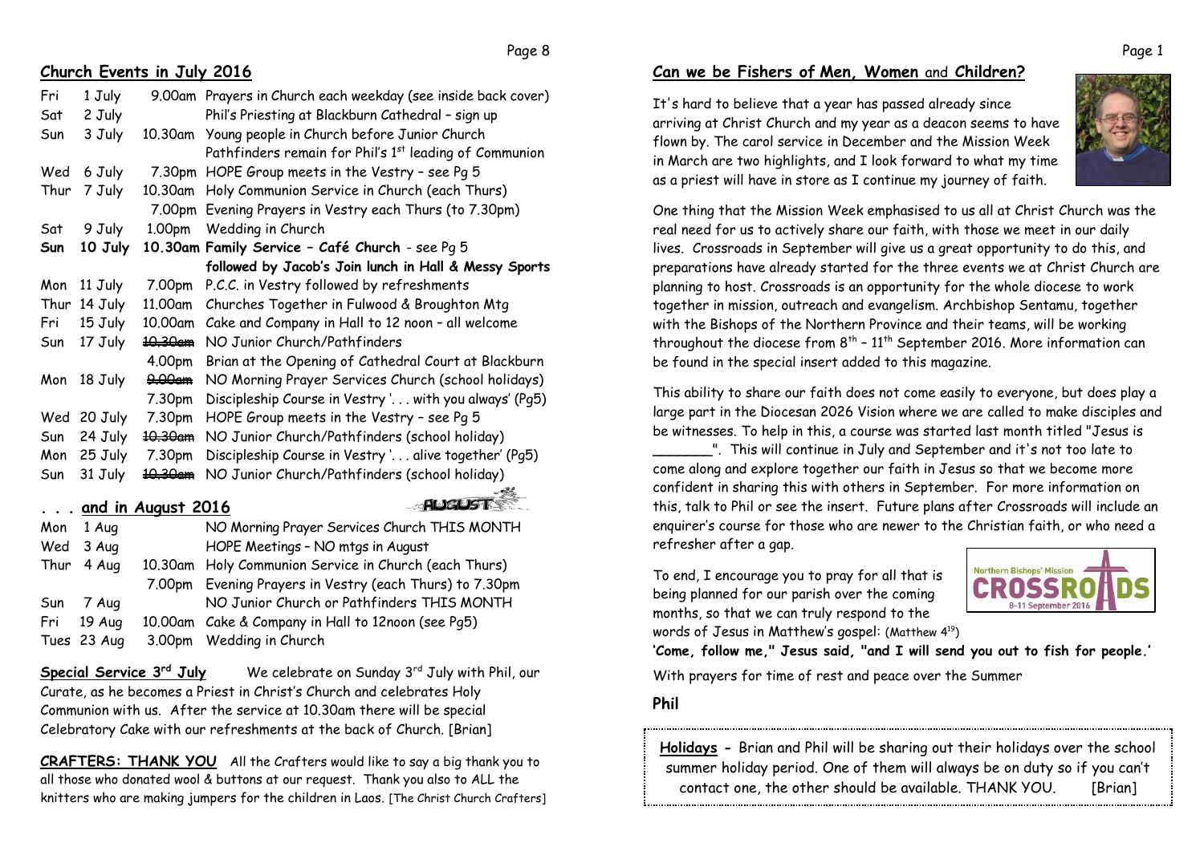## Church Events in July 2016

| | | | |
|---|---|---|---|
| Fri | 1 July | 9.00am | Prayers in Church each weekday (see inside back cover) |
| Sat | 2 July | | Phil's Priesting at Blackburn Cathedral – sign up |
| Sun | 3 July | 10.30am | Young people in Church before Junior Church |
| | | | Pathfinders remain for Phil's 1st leading of Communion |
| Wed | 6 July | 7.30pm | HOPE Group meets in the Vestry – see Pg 5 |
| Thur | 7 July | 10.30am | Holy Communion Service in Church (each Thurs) |
| | | 7.00pm | Evening Prayers in Vestry each Thurs (to 7.30pm) |
| Sat | 9 July | 1.00pm | Wedding in Church |
| **Sun** | **10 July** | **10.30am** | **Family Service – Café Church** - see Pg 5 |
| | | | **followed by Jacob's Join lunch in Hall & Messy Sports** |
| Mon | 11 July | 7.00pm | P.C.C. in Vestry followed by refreshments |
| Thur | 14 July | 11.00am | Churches Together in Fulwood & Broughton Mtg |
| Fri | 15 July | 10.00am | Cake and Company in Hall to 12 noon – all welcome |
| Sun | 17 July | ~~10.30am~~ | NO Junior Church/Pathfinders |
| | | 4.00pm | Brian at the Opening of Cathedral Court at Blackburn |
| Mon | 18 July | ~~9.00am~~ | NO Morning Prayer Services Church (school holidays) |
| | | 7.30pm | Discipleship Course in Vestry '. . . with you always' (Pg5) |
| Wed | 20 July | 7.30pm | HOPE Group meets in the Vestry – see Pg 5 |
| Sun | 24 July | ~~10.30am~~ | NO Junior Church/Pathfinders (school holiday) |
| Mon | 25 July | 7.30pm | Discipleship Course in Vestry '. . . alive together' (Pg5) |
| Sun | 31 July | ~~10.30am~~ | NO Junior Church/Pathfinders (school holiday) |

## . . . and in August 2016

| | | | |
|---|---|---|---|
| Mon | 1 Aug | | NO Morning Prayer Services Church THIS MONTH |
| Wed | 3 Aug | | HOPE Meetings – NO mtgs in August |
| Thur | 4 Aug | 10.30am | Holy Communion Service in Church (each Thurs) |
| | | 7.00pm | Evening Prayers in Vestry (each Thurs) to 7.30pm |
| Sun | 7 Aug | | NO Junior Church or Pathfinders THIS MONTH |
| Fri | 19 Aug | 10.00am | Cake & Company in Hall to 12noon (see Pg5) |
| Tues | 23 Aug | 3.00pm | Wedding in Church |

**Special Service 3rd July** We celebrate on Sunday 3rd July with Phil, our Curate, as he becomes a Priest in Christ's Church and celebrates Holy Communion with us. After the service at 10.30am there will be special Celebratory Cake with our refreshments at the back of Church. [Brian]

**CRAFTERS: THANK YOU** All the Crafters would like to say a big thank you to all those who donated wool & buttons at our request. Thank you also to ALL the knitters who are making jumpers for the children in Laos. [The Christ Church Crafters]

## Can we be Fishers of Men, Women and Children?

It's hard to believe that a year has passed already since arriving at Christ Church and my year as a deacon seems to have flown by. The carol service in December and the Mission Week in March are two highlights, and I look forward to what my time as a priest will have in store as I continue my journey of faith.

One thing that the Mission Week emphasised to us all at Christ Church was the real need for us to actively share our faith, with those we meet in our daily lives. Crossroads in September will give us a great opportunity to do this, and preparations have already started for the three events we at Christ Church are planning to host. Crossroads is an opportunity for the whole diocese to work together in mission, outreach and evangelism. Archbishop Sentamu, together with the Bishops of the Northern Province and their teams, will be working throughout the diocese from 8th – 11th September 2016. More information can be found in the special insert added to this magazine.

This ability to share our faith does not come easily to everyone, but does play a large part in the Diocesan 2026 Vision where we are called to make disciples and be witnesses. To help in this, a course was started last month titled "Jesus is _______". This will continue in July and September and it's not too late to come along and explore together our faith in Jesus so that we become more confident in sharing this with others in September. For more information on this, talk to Phil or see the insert. Future plans after Crossroads will include an enquirer's course for those who are newer to the Christian faith, or who need a refresher after a gap.

To end, I encourage you to pray for all that is being planned for our parish over the coming months, so that we can truly respond to the words of Jesus in Matthew's gospel: (Matthew 4[19])

**'Come, follow me," Jesus said, "and I will send you out to fish for people.'**

With prayers for time of rest and peace over the Summer

**Phil**

**Holidays -** Brian and Phil will be sharing out their holidays over the school summer holiday period. One of them will always be on duty so if you can't contact one, the other should be available. THANK YOU. [Brian]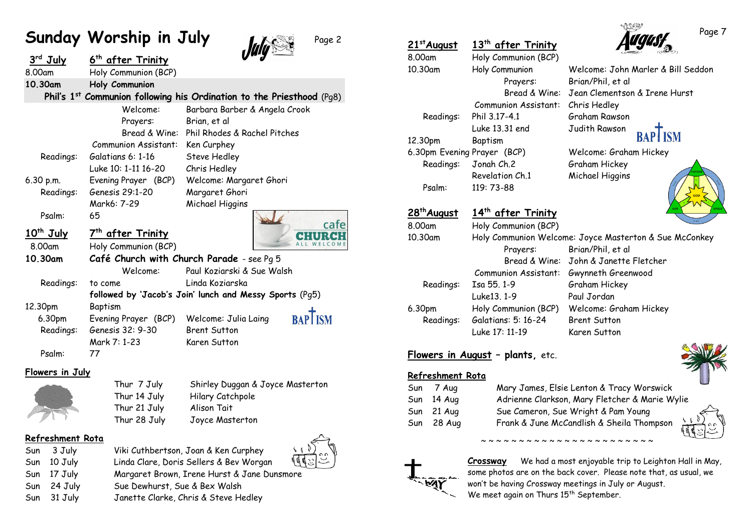# Sunday Worship in July

| | | | |
|---|---|---|---|
| **3rd July** | **6th after Trinity** | | |
| 8.00am | Holy Communion (BCP) | | |
| **10.30am** | **Holy Communion** | | |
| | **Phil's 1st Communion following his Ordination to the Priesthood** (Pg8) | | |
| | Welcome: | Barbara Barber & Angela Crook | |
| | Prayers: | Brian, et al | |
| | Bread & Wine: | Phil Rhodes & Rachel Pitches | |
| | Communion Assistant: | Ken Curphey | |
| Readings: | Galatians 6: 1-16 | Steve Hedley | |
| | Luke 10: 1-11 16-20 | Chris Hedley | |
| 6.30 p.m. | Evening Prayer (BCP) | Welcome: Margaret Ghori | |
| Readings: | Genesis 29:1-20 | Margaret Ghori | |
| | Mark6: 7-29 | Michael Higgins | |
| Psalm: | 65 | | |
| **10th July** | **7th after Trinity** | | |
| 8.00am | Holy Communion (BCP) | | |
| **10.30am** | **Café Church with Church Parade** - see Pg 5 | | |
| | Welcome: | Paul Koziarski & Sue Walsh | |
| Readings: | to come | Linda Koziarska | |
| | **followed by 'Jacob's Join' lunch and Messy Sports** (Pg5) | | |
| 12.30pm | Baptism | | |
| 6.30pm | Evening Prayer (BCP) | Welcome: Julia Laing | |
| Readings: | Genesis 32: 9-30 | Brent Sutton | |
| | Mark 7: 1-23 | Karen Sutton | |
| Psalm: | 77 | | |

## Flowers in July

| | |
|---|---|
| Thur 7 July | Shirley Duggan & Joyce Masterton |
| Thur 14 July | Hilary Catchpole |
| Thur 21 July | Alison Tait |
| Thur 28 July | Joyce Masterton |

## Refreshment Rota

| | |
|---|---|
| Sun 3 July | Viki Cuthbertson, Joan & Ken Curphey |
| Sun 10 July | Linda Clare, Doris Sellers & Bev Worgan |
| Sun 17 July | Margaret Brown, Irene Hurst & Jane Dunsmore |
| Sun 24 July | Sue Dewhurst, Sue & Bex Walsh |
| Sun 31 July | Janette Clarke, Chris & Steve Hedley |

| | | |
|---|---|---|
| **21st August** | **13th after Trinity** | |
| 8.00am | Holy Communion (BCP) | |
| 10.30am | Holy Communion | Welcome: John Marler & Bill Seddon |
| | Prayers: | Brian/Phil, et al |
| | Bread & Wine: | Jean Clementson & Irene Hurst |
| | Communion Assistant: | Chris Hedley |
| Readings: | Phil 3.17-4.1 | Graham Rawson |
| | Luke 13.31 end | Judith Rawson |
| 12.30pm | Baptism | |
| 6.30pm | Evening Prayer (BCP) | Welcome: Graham Hickey |
| Readings: | Jonah Ch.2 | Graham Hickey |
| | Revelation Ch.1 | Michael Higgins |
| Psalm: | 119: 73-88 | |
| **28th August** | **14th after Trinity** | |
| 8.00am | Holy Communion (BCP) | |
| 10.30am | Holy Communion | Welcome: Joyce Masterton & Sue McConkey |
| | Prayers: | Brian/Phil, et al |
| | Bread & Wine: | John & Janette Fletcher |
| | Communion Assistant: | Gwynneth Greenwood |
| Readings: | Isa 55. 1-9 | Graham Hickey |
| | Luke13. 1-9 | Paul Jordan |
| 6.30pm | Holy Communion (BCP) | Welcome: Graham Hickey |
| Readings: | Galatians: 5: 16-24 | Brent Sutton |
| | Luke 17: 11-19 | Karen Sutton |

## Flowers in August – plants, etc.

## Refreshment Rota

| | |
|---|---|
| Sun 7 Aug | Mary James, Elsie Lenton & Tracy Worswick |
| Sun 14 Aug | Adrienne Clarkson, Mary Fletcher & Marie Wylie |
| Sun 21 Aug | Sue Cameron, Sue Wright & Pam Young |
| Sun 28 Aug | Frank & June McCandlish & Sheila Thompson |

~ ~ ~ ~ ~ ~ ~ ~ ~ ~ ~ ~ ~ ~ ~ ~ ~ ~ ~ ~ ~ ~ ~ ~

**Crossway** We had a most enjoyable trip to Leighton Hall in May, some photos are on the back cover. Please note that, as usual, we won't be having Crossway meetings in July or August. We meet again on Thurs 15th September.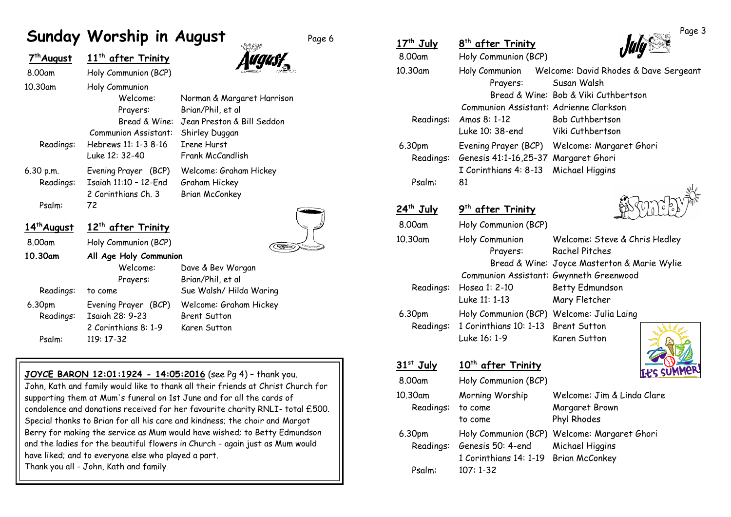# Sunday Worship in August

## 7th August — 11th after Trinity

| | | |
|---|---|---|
| 8.00am | Holy Communion (BCP) | |
| 10.30am | Holy Communion | |
| | Welcome: | Norman & Margaret Harrison |
| | Prayers: | Brian/Phil, et al |
| | Bread & Wine: | Jean Preston & Bill Seddon |
| | Communion Assistant: | Shirley Duggan |
| Readings: | Hebrews 11: 1-3 8-16 | Irene Hurst |
| | Luke 12: 32-40 | Frank McCandlish |
| 6.30 p.m. | Evening Prayer (BCP) | Welcome: Graham Hickey |
| Readings: | Isaiah 11:10 – 12-End | Graham Hickey |
| | 2 Corinthians Ch. 3 | Brian McConkey |
| Psalm: | 72 | |

## 14th August — 12th after Trinity

| | | |
|---|---|---|
| 8.00am | Holy Communion (BCP) | |
| **10.30am** | **All Age Holy Communion** | |
| | Welcome: | Dave & Bev Worgan |
| | Prayers: | Brian/Phil, et al |
| Readings: | to come | Sue Walsh/ Hilda Waring |
| 6.30pm | Evening Prayer (BCP) | Welcome: Graham Hickey |
| Readings: | Isaiah 28: 9-23 | Brent Sutton |
| | 2 Corinthians 8: 1-9 | Karen Sutton |
| Psalm: | 119: 17-32 | |

---

**JOYCE BARON 12:01:1924 - 14:05:2016** (see Pg 4) – thank you.
John, Kath and family would like to thank all their friends at Christ Church for supporting them at Mum's funeral on 1st June and for all the cards of condolence and donations received for her favourite charity RNLI- total £500. Special thanks to Brian for all his care and kindness; the choir and Margot Berry for making the service as Mum would have wished; to Betty Edmundson and the ladies for the beautiful flowers in Church - again just as Mum would have liked; and to everyone else who played a part.
Thank you all - John, Kath and family

---

## 17th July — 8th after Trinity

| | | |
|---|---|---|
| 8.00am | Holy Communion (BCP) | |
| 10.30am | Holy Communion | Welcome: David Rhodes & Dave Sergeant |
| | Prayers: | Susan Walsh |
| | Bread & Wine: | Bob & Viki Cuthbertson |
| | Communion Assistant: | Adrienne Clarkson |
| Readings: | Amos 8: 1-12 | Bob Cuthbertson |
| | Luke 10: 38-end | Viki Cuthbertson |
| 6.30pm | Evening Prayer (BCP) | Welcome: Margaret Ghori |
| Readings: | Genesis 41:1-16,25-37 | Margaret Ghori |
| | I Corinthians 4: 8-13 | Michael Higgins |
| Psalm: | 81 | |

## 24th July — 9th after Trinity

| | | |
|---|---|---|
| 8.00am | Holy Communion (BCP) | |
| 10.30am | Holy Communion | Welcome: Steve & Chris Hedley |
| | Prayers: | Rachel Pitches |
| | Bread & Wine: | Joyce Masterton & Marie Wylie |
| | Communion Assistant: | Gwynneth Greenwood |
| Readings: | Hosea 1: 2-10 | Betty Edmundson |
| | Luke 11: 1-13 | Mary Fletcher |
| 6.30pm | Holy Communion (BCP) | Welcome: Julia Laing |
| Readings: | 1 Corinthians 10: 1-13 | Brent Sutton |
| | Luke 16: 1-9 | Karen Sutton |

## 31st July — 10th after Trinity

| | | |
|---|---|---|
| 8.00am | Holy Communion (BCP) | |
| 10.30am | Morning Worship | Welcome: Jim & Linda Clare |
| Readings: | to come | Margaret Brown |
| | to come | Phyl Rhodes |
| 6.30pm | Holy Communion (BCP) | Welcome: Margaret Ghori |
| Readings: | Genesis 50: 4-end | Michael Higgins |
| | 1 Corinthians 14: 1-19 | Brian McConkey |
| Psalm: | 107: 1-32 | |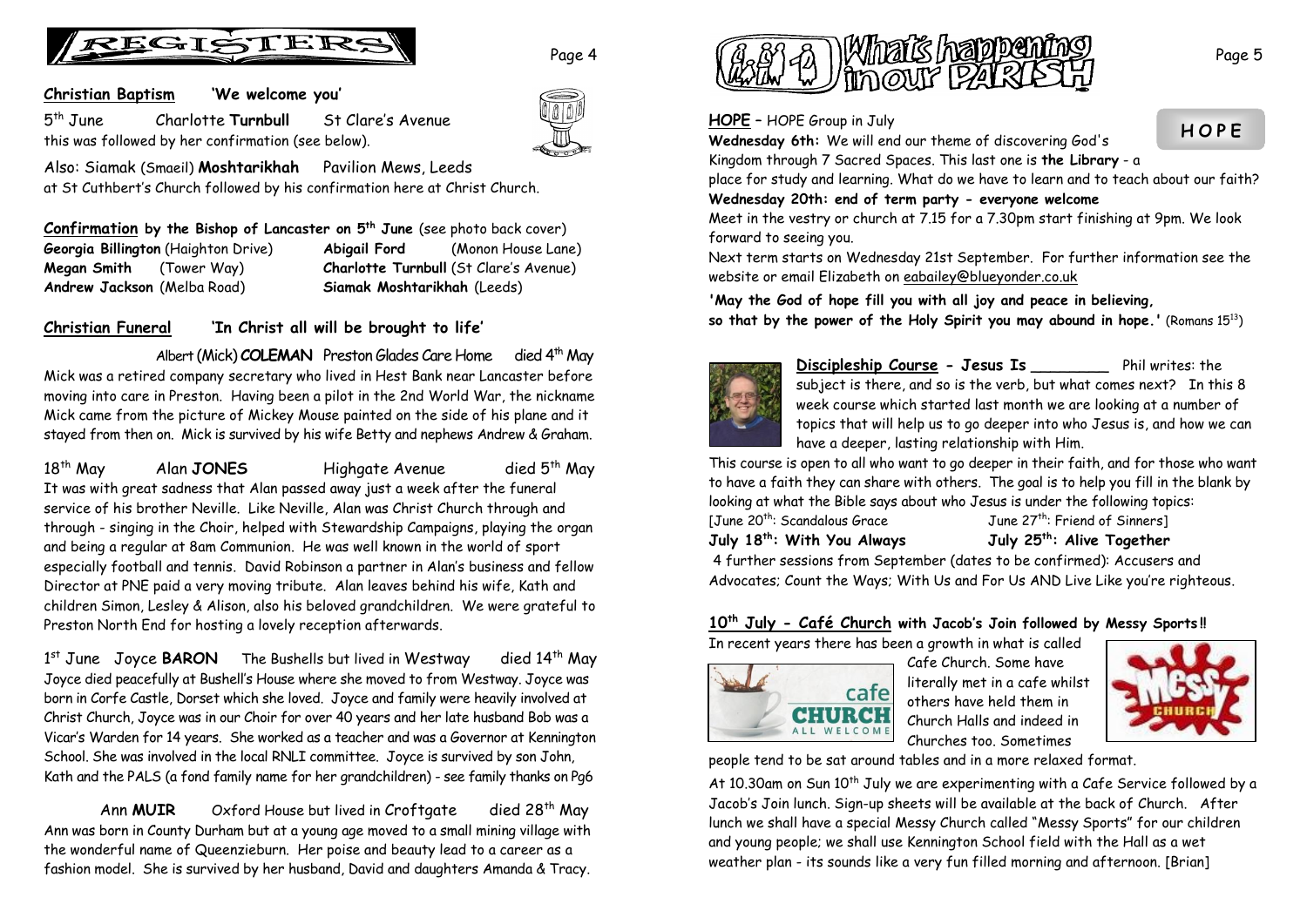# REGISTERS

## Christian Baptism 'We welcome you'

5th June Charlotte **Turnbull** St Clare's Avenue
this was followed by her confirmation (see below).

Also: Siamak (Smaeil) **Moshtarikhah** Pavilion Mews, Leeds
at St Cuthbert's Church followed by his confirmation here at Christ Church.

## Confirmation by the Bishop of Lancaster on 5th June (see photo back cover)

| | |
|---|---|
| **Georgia Billington** (Haighton Drive) | **Abigail Ford** (Monon House Lane) |
| **Megan Smith** (Tower Way) | **Charlotte Turnbull** (St Clare's Avenue) |
| **Andrew Jackson** (Melba Road) | **Siamak Moshtarikhah** (Leeds) |

## Christian Funeral 'In Christ all will be brought to life'

Albert (Mick) **COLEMAN** Preston Glades Care Home died 4th May
Mick was a retired company secretary who lived in Hest Bank near Lancaster before moving into care in Preston. Having been a pilot in the 2nd World War, the nickname Mick came from the picture of Mickey Mouse painted on the side of his plane and it stayed from then on. Mick is survived by his wife Betty and nephews Andrew & Graham.

18th May Alan **JONES** Highgate Avenue died 5th May
It was with great sadness that Alan passed away just a week after the funeral service of his brother Neville. Like Neville, Alan was Christ Church through and through - singing in the Choir, helped with Stewardship Campaigns, playing the organ and being a regular at 8am Communion. He was well known in the world of sport especially football and tennis. David Robinson a partner in Alan's business and fellow Director at PNE paid a very moving tribute. Alan leaves behind his wife, Kath and children Simon, Lesley & Alison, also his beloved grandchildren. We were grateful to Preston North End for hosting a lovely reception afterwards.

1st June Joyce **BARON** The Bushells but lived in Westway died 14th May
Joyce died peacefully at Bushell's House where she moved to from Westway. Joyce was born in Corfe Castle, Dorset which she loved. Joyce and family were heavily involved at Christ Church, Joyce was in our Choir for over 40 years and her late husband Bob was a Vicar's Warden for 14 years. She worked as a teacher and was a Governor at Kennington School. She was involved in the local RNLI committee. Joyce is survived by son John, Kath and the PALS (a fond family name for her grandchildren) - see family thanks on Pg6

Ann **MUIR** Oxford House but lived in Croftgate died 28th May
Ann was born in County Durham but at a young age moved to a small mining village with the wonderful name of Queenzieburn. Her poise and beauty lead to a career as a fashion model. She is survived by her husband, David and daughters Amanda & Tracy.

# What's happening in our PARISH

## HOPE – HOPE Group in July

**Wednesday 6th:** We will end our theme of discovering God's Kingdom through 7 Sacred Spaces. This last one is **the Library** - a place for study and learning. What do we have to learn and to teach about our faith?

**Wednesday 20th: end of term party - everyone welcome**

Meet in the vestry or church at 7.15 for a 7.30pm start finishing at 9pm. We look forward to seeing you.

Next term starts on Wednesday 21st September. For further information see the website or email Elizabeth on eabailey@blueyonder.co.uk

**'May the God of hope fill you with all joy and peace in believing, so that by the power of the Holy Spirit you may abound in hope.'** (Romans 15[13])

## Discipleship Course - Jesus Is ________

Phil writes: the subject is there, and so is the verb, but what comes next? In this 8 week course which started last month we are looking at a number of topics that will help us to go deeper into who Jesus is, and how we can have a deeper, lasting relationship with Him.

This course is open to all who want to go deeper in their faith, and for those who want to have a faith they can share with others. The goal is to help you fill in the blank by looking at what the Bible says about who Jesus is under the following topics:

[June 20th: Scandalous Grace June 27th: Friend of Sinners]
**July 18th: With You Always July 25th: Alive Together**

4 further sessions from September (dates to be confirmed): Accusers and Advocates; Count the Ways; With Us and For Us AND Live Like you're righteous.

## 10th July - Café Church with Jacob's Join followed by Messy Sports!!

In recent years there has been a growth in what is called Cafe Church. Some have literally met in a cafe whilst others have held them in Church Halls and indeed in Churches too. Sometimes people tend to be sat around tables and in a more relaxed format.

At 10.30am on Sun 10th July we are experimenting with a Cafe Service followed by a Jacob's Join lunch. Sign-up sheets will be available at the back of Church. After lunch we shall have a special Messy Church called "Messy Sports" for our children and young people; we shall use Kennington School field with the Hall as a wet weather plan - its sounds like a very fun filled morning and afternoon. [Brian]